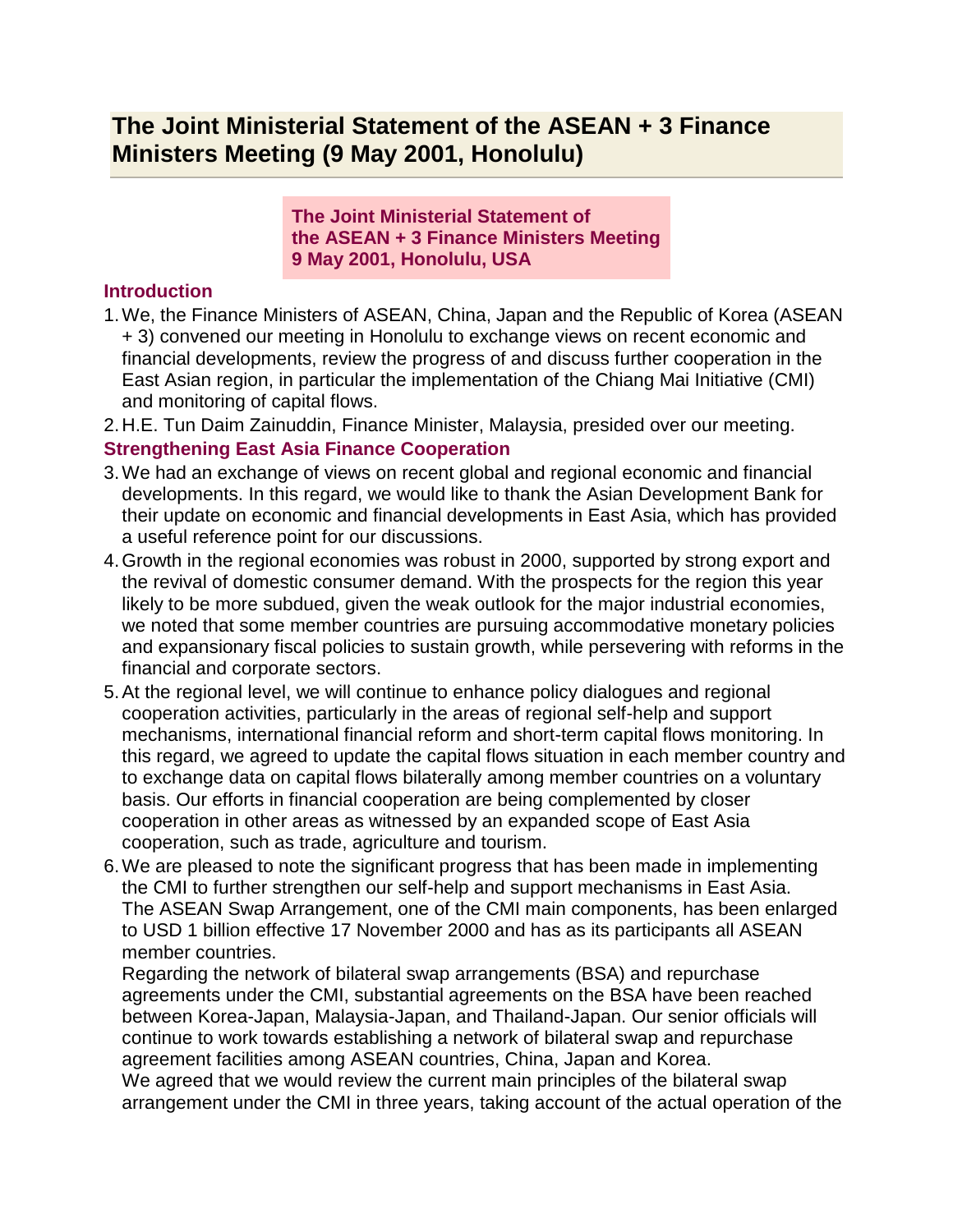# The Joint Ministerial Statement of the ASEAN + 3 Finance Ministers Meeting (9 May 2001, Honolulu)

**The Joint Ministerial Statement of the ASEAN + 3 Finance Ministers Meeting 9 May 2001, Honolulu, USA**

## Introduction

1. We, the Finance Ministers of ASEAN, China, Japan and the Republic of Korea (ASEAN + 3) convened our meeting in Honolulu to exchange views on recent economic and financial developments, review the progress of and discuss further cooperation in the East Asian region, in particular the implementation of the Chiang Mai Initiative (CMI) and monitoring of capital flows.
2. H.E. Tun Daim Zainuddin, Finance Minister, Malaysia, presided over our meeting.

## Strengthening East Asia Finance Cooperation

3. We had an exchange of views on recent global and regional economic and financial developments. In this regard, we would like to thank the Asian Development Bank for their update on economic and financial developments in East Asia, which has provided a useful reference point for our discussions.
4. Growth in the regional economies was robust in 2000, supported by strong export and the revival of domestic consumer demand. With the prospects for the region this year likely to be more subdued, given the weak outlook for the major industrial economies, we noted that some member countries are pursuing accommodative monetary policies and expansionary fiscal policies to sustain growth, while persevering with reforms in the financial and corporate sectors.
5. At the regional level, we will continue to enhance policy dialogues and regional cooperation activities, particularly in the areas of regional self-help and support mechanisms, international financial reform and short-term capital flows monitoring. In this regard, we agreed to update the capital flows situation in each member country and to exchange data on capital flows bilaterally among member countries on a voluntary basis. Our efforts in financial cooperation are being complemented by closer cooperation in other areas as witnessed by an expanded scope of East Asia cooperation, such as trade, agriculture and tourism.
6. We are pleased to note the significant progress that has been made in implementing the CMI to further strengthen our self-help and support mechanisms in East Asia. The ASEAN Swap Arrangement, one of the CMI main components, has been enlarged to USD 1 billion effective 17 November 2000 and has as its participants all ASEAN member countries.

   Regarding the network of bilateral swap arrangements (BSA) and repurchase agreements under the CMI, substantial agreements on the BSA have been reached between Korea-Japan, Malaysia-Japan, and Thailand-Japan. Our senior officials will continue to work towards establishing a network of bilateral swap and repurchase agreement facilities among ASEAN countries, China, Japan and Korea.

   We agreed that we would review the current main principles of the bilateral swap arrangement under the CMI in three years, taking account of the actual operation of the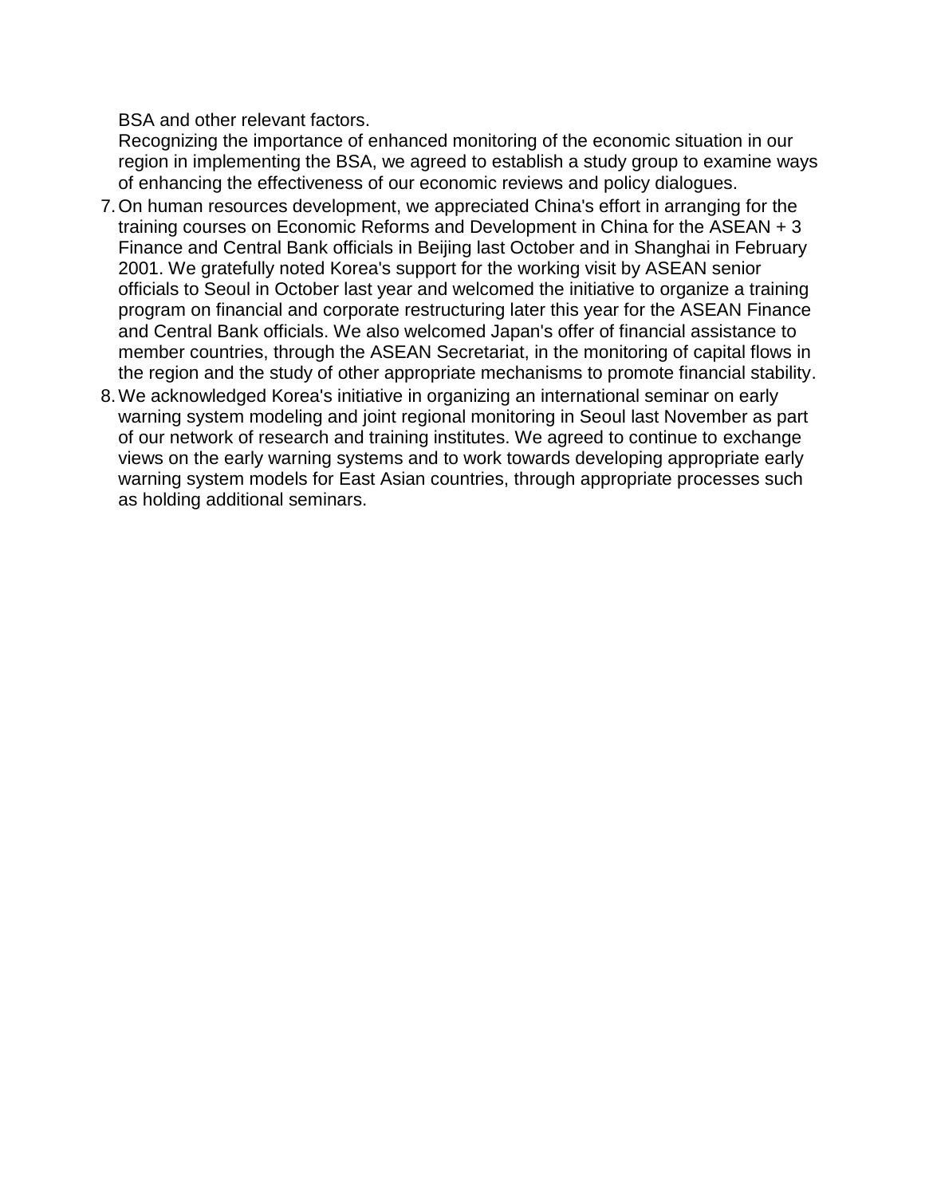BSA and other relevant factors.

Recognizing the importance of enhanced monitoring of the economic situation in our region in implementing the BSA, we agreed to establish a study group to examine ways of enhancing the effectiveness of our economic reviews and policy dialogues.

7. On human resources development, we appreciated China's effort in arranging for the training courses on Economic Reforms and Development in China for the ASEAN + 3 Finance and Central Bank officials in Beijing last October and in Shanghai in February 2001. We gratefully noted Korea's support for the working visit by ASEAN senior officials to Seoul in October last year and welcomed the initiative to organize a training program on financial and corporate restructuring later this year for the ASEAN Finance and Central Bank officials. We also welcomed Japan's offer of financial assistance to member countries, through the ASEAN Secretariat, in the monitoring of capital flows in the region and the study of other appropriate mechanisms to promote financial stability.
8. We acknowledged Korea's initiative in organizing an international seminar on early warning system modeling and joint regional monitoring in Seoul last November as part of our network of research and training institutes. We agreed to continue to exchange views on the early warning systems and to work towards developing appropriate early warning system models for East Asian countries, through appropriate processes such as holding additional seminars.